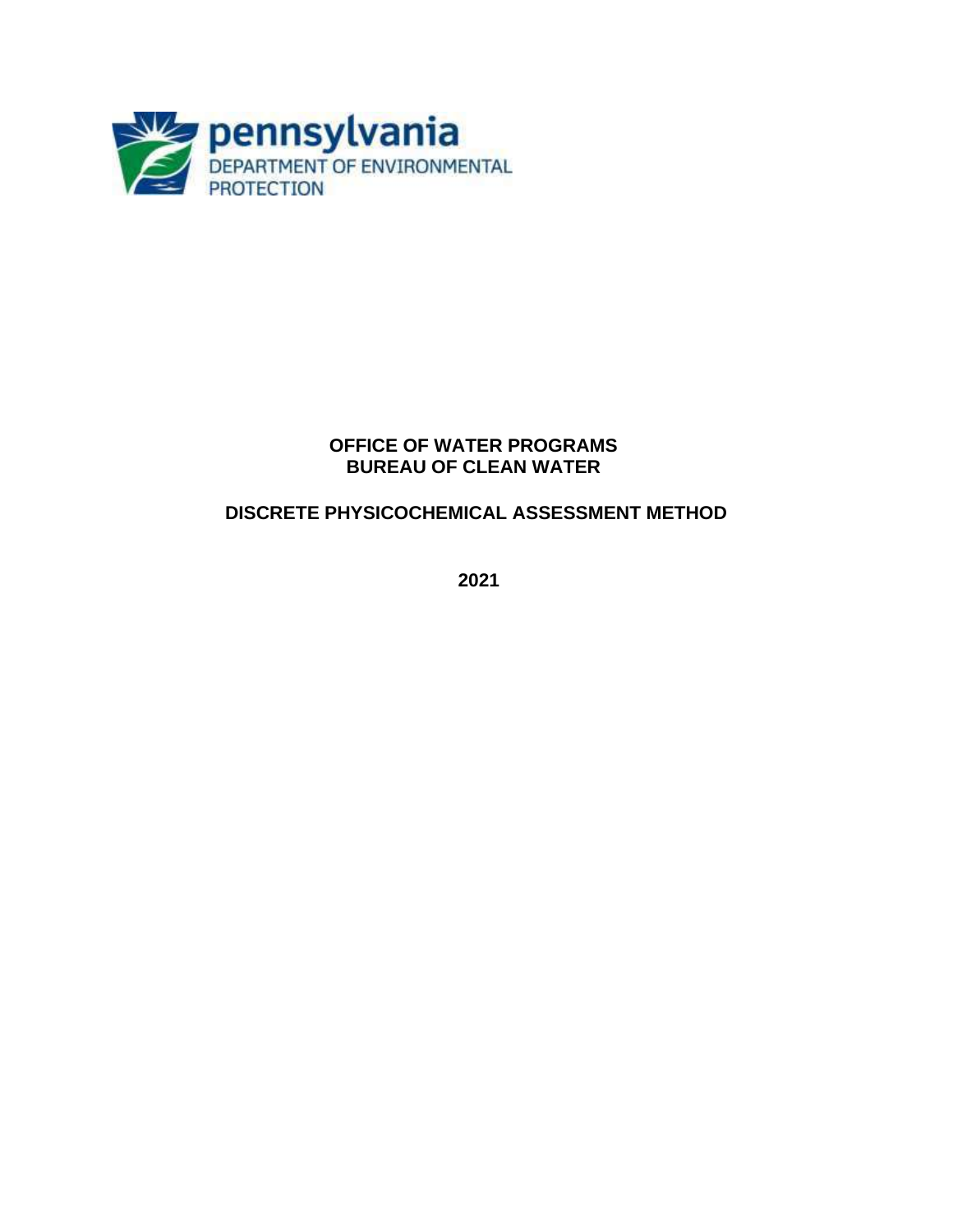pennsylvania
DEPARTMENT OF ENVIRONMENTAL PROTECTION

**OFFICE OF WATER PROGRAMS**
**BUREAU OF CLEAN WATER**

# DISCRETE PHYSICOCHEMICAL ASSESSMENT METHOD

**2021**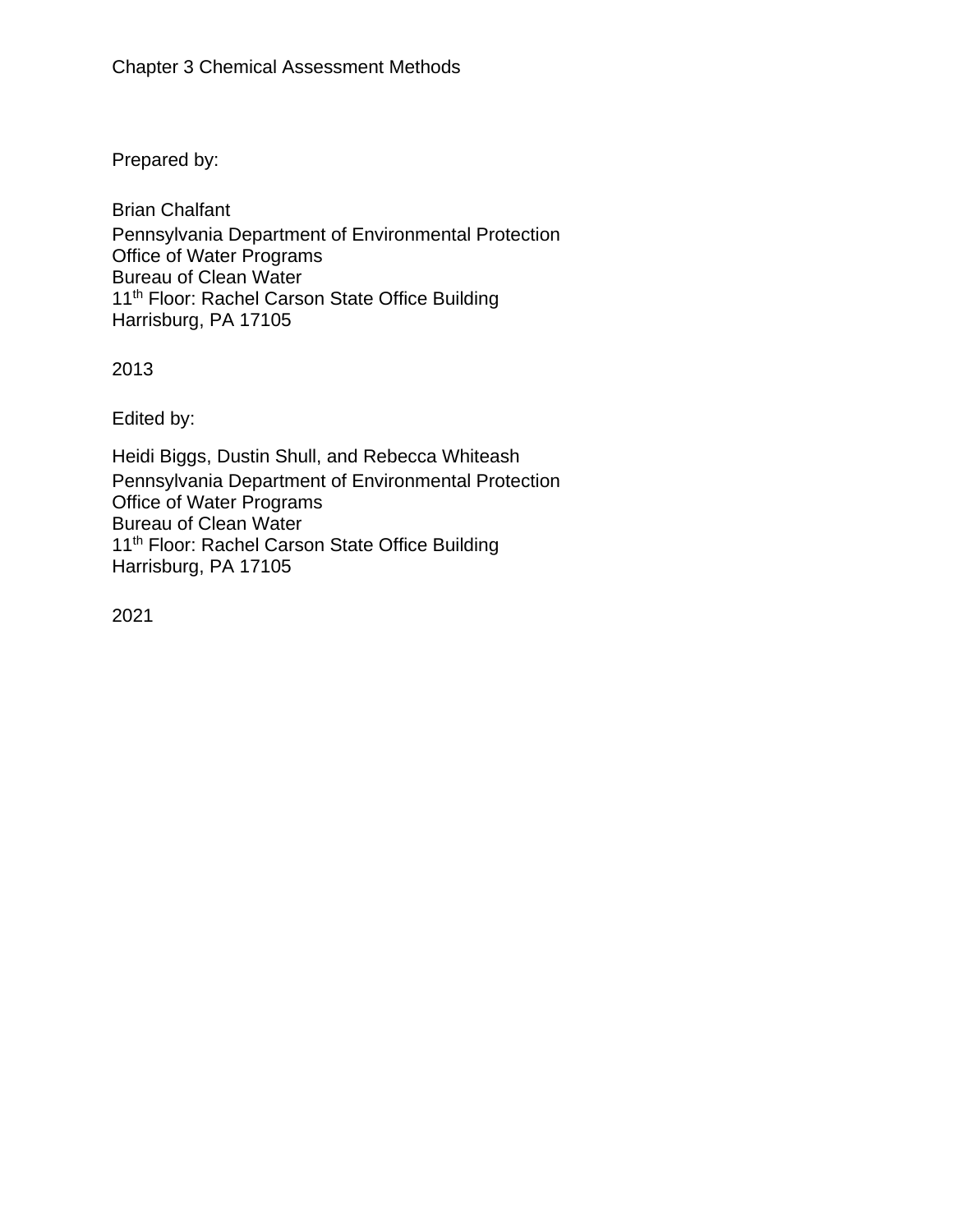Chapter 3 Chemical Assessment Methods

Prepared by:

Brian Chalfant
Pennsylvania Department of Environmental Protection
Office of Water Programs
Bureau of Clean Water
11th Floor: Rachel Carson State Office Building
Harrisburg, PA 17105

2013

Edited by:

Heidi Biggs, Dustin Shull, and Rebecca Whiteash
Pennsylvania Department of Environmental Protection
Office of Water Programs
Bureau of Clean Water
11th Floor: Rachel Carson State Office Building
Harrisburg, PA 17105

2021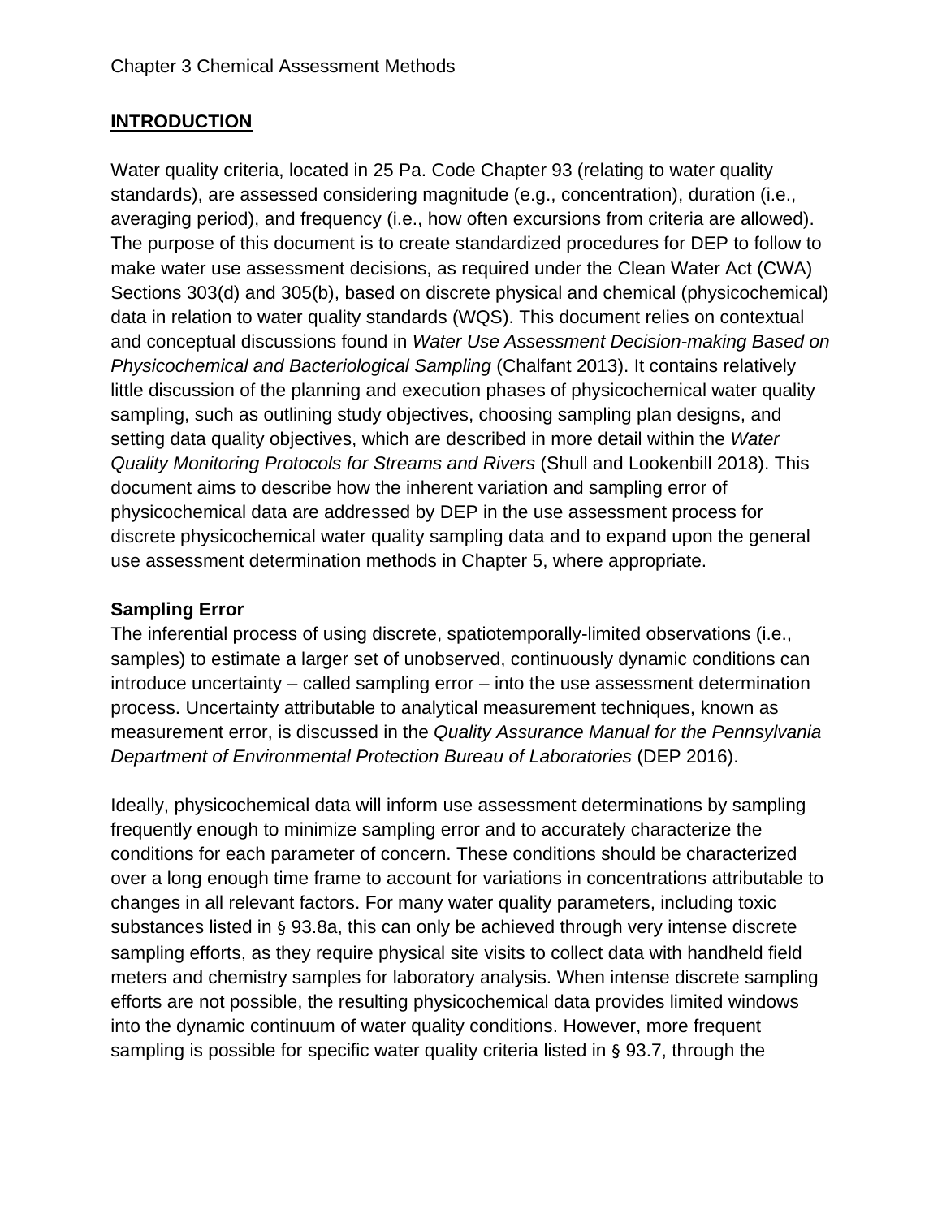Chapter 3 Chemical Assessment Methods

## INTRODUCTION

Water quality criteria, located in 25 Pa. Code Chapter 93 (relating to water quality standards), are assessed considering magnitude (e.g., concentration), duration (i.e., averaging period), and frequency (i.e., how often excursions from criteria are allowed). The purpose of this document is to create standardized procedures for DEP to follow to make water use assessment decisions, as required under the Clean Water Act (CWA) Sections 303(d) and 305(b), based on discrete physical and chemical (physicochemical) data in relation to water quality standards (WQS). This document relies on contextual and conceptual discussions found in *Water Use Assessment Decision-making Based on Physicochemical and Bacteriological Sampling* (Chalfant 2013). It contains relatively little discussion of the planning and execution phases of physicochemical water quality sampling, such as outlining study objectives, choosing sampling plan designs, and setting data quality objectives, which are described in more detail within the *Water Quality Monitoring Protocols for Streams and Rivers* (Shull and Lookenbill 2018). This document aims to describe how the inherent variation and sampling error of physicochemical data are addressed by DEP in the use assessment process for discrete physicochemical water quality sampling data and to expand upon the general use assessment determination methods in Chapter 5, where appropriate.

### Sampling Error

The inferential process of using discrete, spatiotemporally-limited observations (i.e., samples) to estimate a larger set of unobserved, continuously dynamic conditions can introduce uncertainty – called sampling error – into the use assessment determination process. Uncertainty attributable to analytical measurement techniques, known as measurement error, is discussed in the *Quality Assurance Manual for the Pennsylvania Department of Environmental Protection Bureau of Laboratories* (DEP 2016).

Ideally, physicochemical data will inform use assessment determinations by sampling frequently enough to minimize sampling error and to accurately characterize the conditions for each parameter of concern. These conditions should be characterized over a long enough time frame to account for variations in concentrations attributable to changes in all relevant factors. For many water quality parameters, including toxic substances listed in § 93.8a, this can only be achieved through very intense discrete sampling efforts, as they require physical site visits to collect data with handheld field meters and chemistry samples for laboratory analysis. When intense discrete sampling efforts are not possible, the resulting physicochemical data provides limited windows into the dynamic continuum of water quality conditions. However, more frequent sampling is possible for specific water quality criteria listed in § 93.7, through the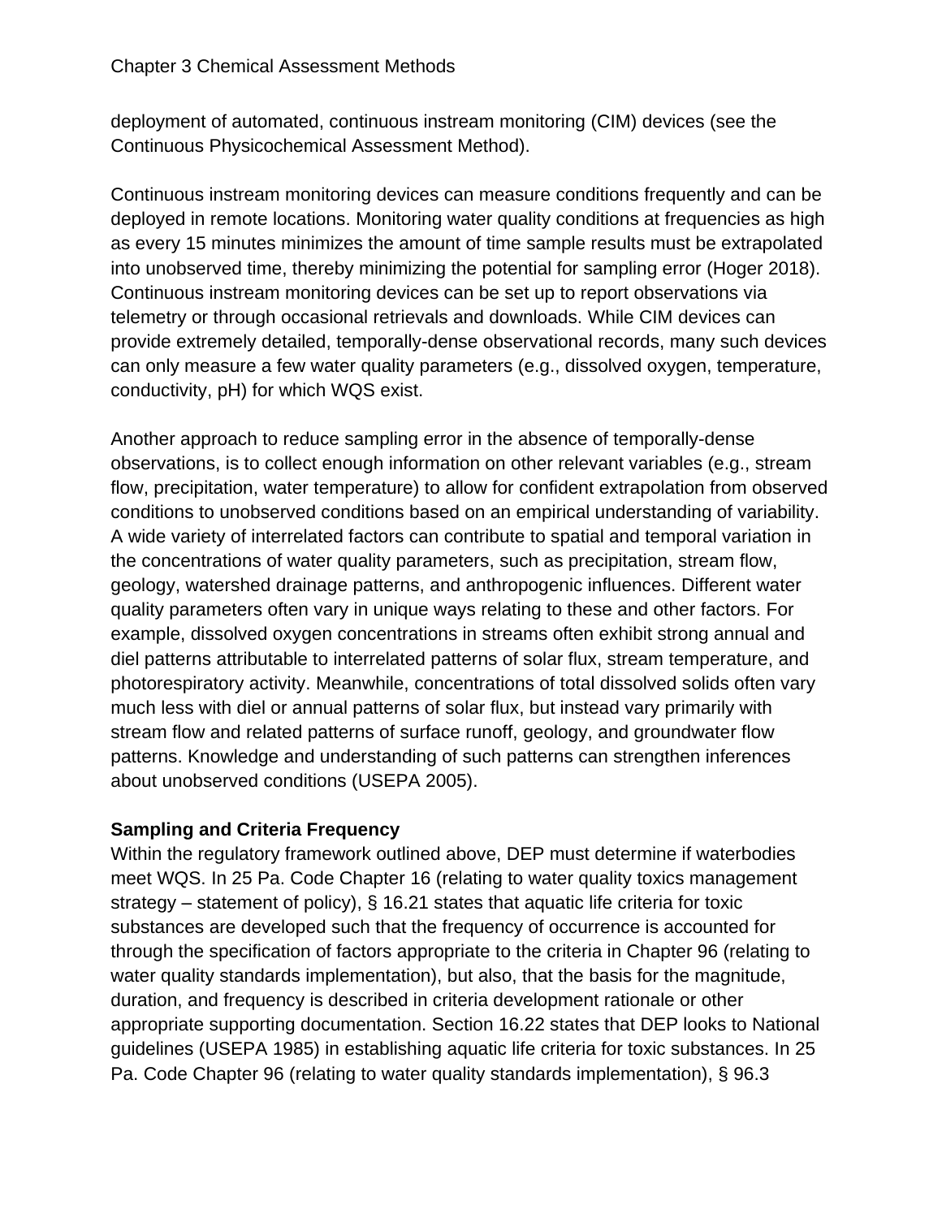deployment of automated, continuous instream monitoring (CIM) devices (see the Continuous Physicochemical Assessment Method).

Continuous instream monitoring devices can measure conditions frequently and can be deployed in remote locations. Monitoring water quality conditions at frequencies as high as every 15 minutes minimizes the amount of time sample results must be extrapolated into unobserved time, thereby minimizing the potential for sampling error (Hoger 2018). Continuous instream monitoring devices can be set up to report observations via telemetry or through occasional retrievals and downloads. While CIM devices can provide extremely detailed, temporally-dense observational records, many such devices can only measure a few water quality parameters (e.g., dissolved oxygen, temperature, conductivity, pH) for which WQS exist.

Another approach to reduce sampling error in the absence of temporally-dense observations, is to collect enough information on other relevant variables (e.g., stream flow, precipitation, water temperature) to allow for confident extrapolation from observed conditions to unobserved conditions based on an empirical understanding of variability. A wide variety of interrelated factors can contribute to spatial and temporal variation in the concentrations of water quality parameters, such as precipitation, stream flow, geology, watershed drainage patterns, and anthropogenic influences. Different water quality parameters often vary in unique ways relating to these and other factors. For example, dissolved oxygen concentrations in streams often exhibit strong annual and diel patterns attributable to interrelated patterns of solar flux, stream temperature, and photorespiratory activity. Meanwhile, concentrations of total dissolved solids often vary much less with diel or annual patterns of solar flux, but instead vary primarily with stream flow and related patterns of surface runoff, geology, and groundwater flow patterns. Knowledge and understanding of such patterns can strengthen inferences about unobserved conditions (USEPA 2005).

**Sampling and Criteria Frequency**

Within the regulatory framework outlined above, DEP must determine if waterbodies meet WQS. In 25 Pa. Code Chapter 16 (relating to water quality toxics management strategy – statement of policy), § 16.21 states that aquatic life criteria for toxic substances are developed such that the frequency of occurrence is accounted for through the specification of factors appropriate to the criteria in Chapter 96 (relating to water quality standards implementation), but also, that the basis for the magnitude, duration, and frequency is described in criteria development rationale or other appropriate supporting documentation. Section 16.22 states that DEP looks to National guidelines (USEPA 1985) in establishing aquatic life criteria for toxic substances. In 25 Pa. Code Chapter 96 (relating to water quality standards implementation), § 96.3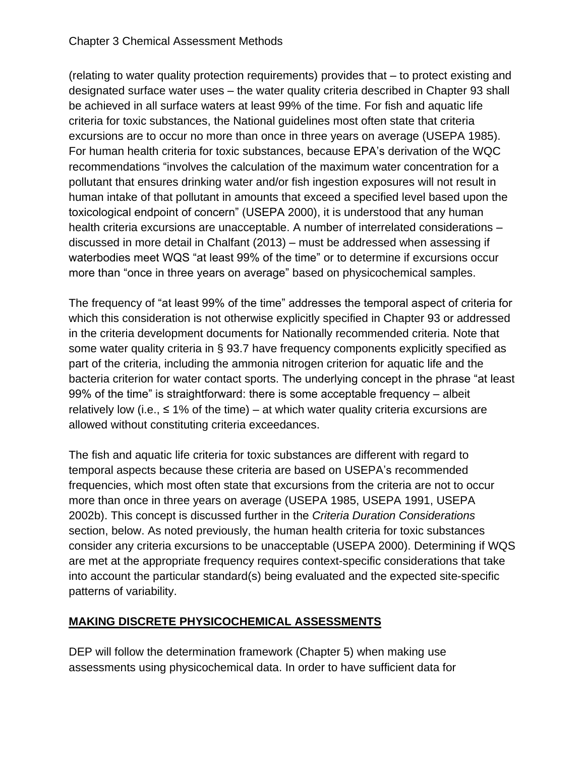(relating to water quality protection requirements) provides that – to protect existing and designated surface water uses – the water quality criteria described in Chapter 93 shall be achieved in all surface waters at least 99% of the time. For fish and aquatic life criteria for toxic substances, the National guidelines most often state that criteria excursions are to occur no more than once in three years on average (USEPA 1985). For human health criteria for toxic substances, because EPA's derivation of the WQC recommendations "involves the calculation of the maximum water concentration for a pollutant that ensures drinking water and/or fish ingestion exposures will not result in human intake of that pollutant in amounts that exceed a specified level based upon the toxicological endpoint of concern" (USEPA 2000), it is understood that any human health criteria excursions are unacceptable. A number of interrelated considerations – discussed in more detail in Chalfant (2013) – must be addressed when assessing if waterbodies meet WQS "at least 99% of the time" or to determine if excursions occur more than "once in three years on average" based on physicochemical samples.

The frequency of "at least 99% of the time" addresses the temporal aspect of criteria for which this consideration is not otherwise explicitly specified in Chapter 93 or addressed in the criteria development documents for Nationally recommended criteria. Note that some water quality criteria in § 93.7 have frequency components explicitly specified as part of the criteria, including the ammonia nitrogen criterion for aquatic life and the bacteria criterion for water contact sports. The underlying concept in the phrase "at least 99% of the time" is straightforward: there is some acceptable frequency – albeit relatively low (i.e., ≤ 1% of the time) – at which water quality criteria excursions are allowed without constituting criteria exceedances.

The fish and aquatic life criteria for toxic substances are different with regard to temporal aspects because these criteria are based on USEPA's recommended frequencies, which most often state that excursions from the criteria are not to occur more than once in three years on average (USEPA 1985, USEPA 1991, USEPA 2002b). This concept is discussed further in the *Criteria Duration Considerations* section, below. As noted previously, the human health criteria for toxic substances consider any criteria excursions to be unacceptable (USEPA 2000). Determining if WQS are met at the appropriate frequency requires context-specific considerations that take into account the particular standard(s) being evaluated and the expected site-specific patterns of variability.

## MAKING DISCRETE PHYSICOCHEMICAL ASSESSMENTS

DEP will follow the determination framework (Chapter 5) when making use assessments using physicochemical data. In order to have sufficient data for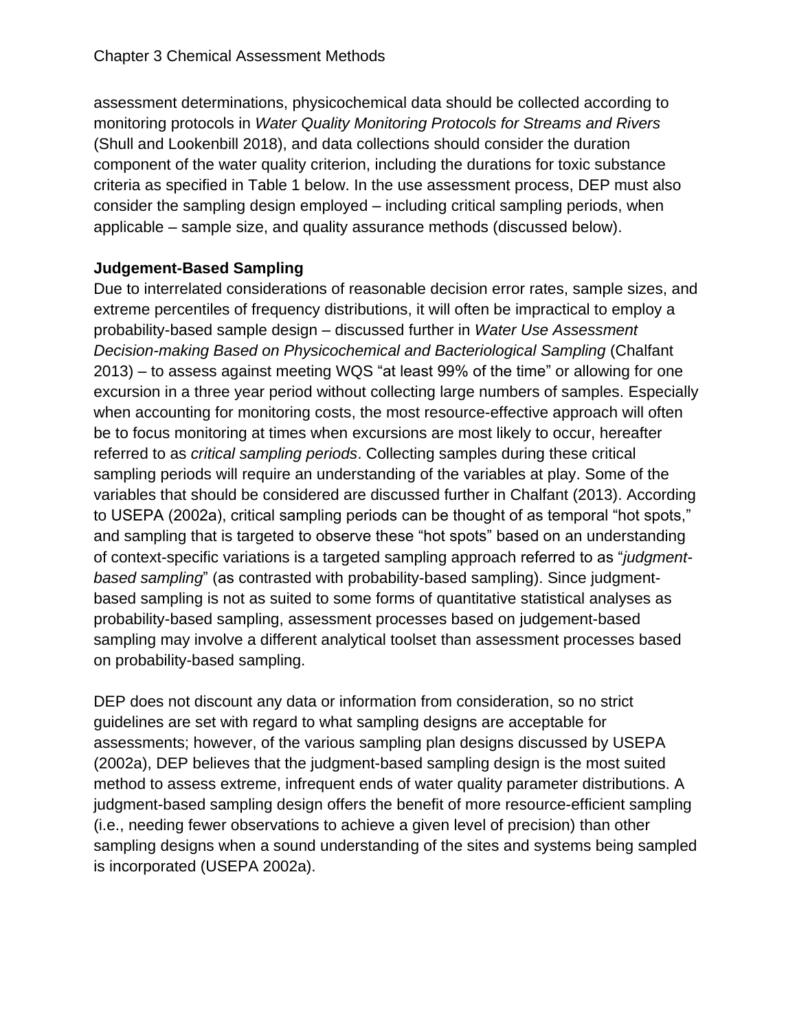assessment determinations, physicochemical data should be collected according to monitoring protocols in *Water Quality Monitoring Protocols for Streams and Rivers* (Shull and Lookenbill 2018), and data collections should consider the duration component of the water quality criterion, including the durations for toxic substance criteria as specified in Table 1 below. In the use assessment process, DEP must also consider the sampling design employed – including critical sampling periods, when applicable – sample size, and quality assurance methods (discussed below).

**Judgement-Based Sampling**

Due to interrelated considerations of reasonable decision error rates, sample sizes, and extreme percentiles of frequency distributions, it will often be impractical to employ a probability-based sample design – discussed further in *Water Use Assessment Decision-making Based on Physicochemical and Bacteriological Sampling* (Chalfant 2013) – to assess against meeting WQS "at least 99% of the time" or allowing for one excursion in a three year period without collecting large numbers of samples. Especially when accounting for monitoring costs, the most resource-effective approach will often be to focus monitoring at times when excursions are most likely to occur, hereafter referred to as *critical sampling periods*. Collecting samples during these critical sampling periods will require an understanding of the variables at play. Some of the variables that should be considered are discussed further in Chalfant (2013). According to USEPA (2002a), critical sampling periods can be thought of as temporal "hot spots," and sampling that is targeted to observe these "hot spots" based on an understanding of context-specific variations is a targeted sampling approach referred to as "*judgment-based sampling*" (as contrasted with probability-based sampling). Since judgment-based sampling is not as suited to some forms of quantitative statistical analyses as probability-based sampling, assessment processes based on judgement-based sampling may involve a different analytical toolset than assessment processes based on probability-based sampling.

DEP does not discount any data or information from consideration, so no strict guidelines are set with regard to what sampling designs are acceptable for assessments; however, of the various sampling plan designs discussed by USEPA (2002a), DEP believes that the judgment-based sampling design is the most suited method to assess extreme, infrequent ends of water quality parameter distributions. A judgment-based sampling design offers the benefit of more resource-efficient sampling (i.e., needing fewer observations to achieve a given level of precision) than other sampling designs when a sound understanding of the sites and systems being sampled is incorporated (USEPA 2002a).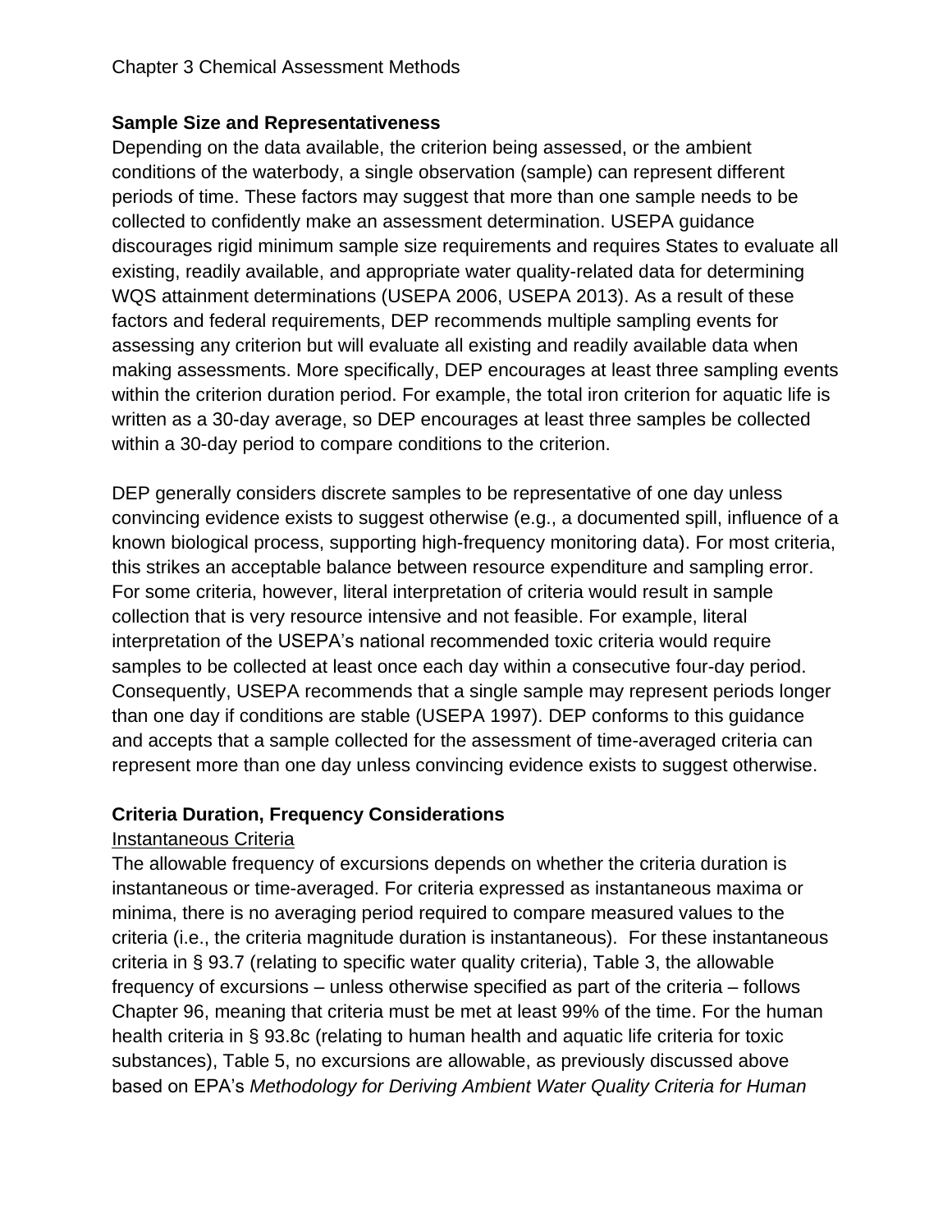**Sample Size and Representativeness**

Depending on the data available, the criterion being assessed, or the ambient conditions of the waterbody, a single observation (sample) can represent different periods of time. These factors may suggest that more than one sample needs to be collected to confidently make an assessment determination. USEPA guidance discourages rigid minimum sample size requirements and requires States to evaluate all existing, readily available, and appropriate water quality-related data for determining WQS attainment determinations (USEPA 2006, USEPA 2013). As a result of these factors and federal requirements, DEP recommends multiple sampling events for assessing any criterion but will evaluate all existing and readily available data when making assessments. More specifically, DEP encourages at least three sampling events within the criterion duration period. For example, the total iron criterion for aquatic life is written as a 30-day average, so DEP encourages at least three samples be collected within a 30-day period to compare conditions to the criterion.

DEP generally considers discrete samples to be representative of one day unless convincing evidence exists to suggest otherwise (e.g., a documented spill, influence of a known biological process, supporting high-frequency monitoring data). For most criteria, this strikes an acceptable balance between resource expenditure and sampling error. For some criteria, however, literal interpretation of criteria would result in sample collection that is very resource intensive and not feasible. For example, literal interpretation of the USEPA's national recommended toxic criteria would require samples to be collected at least once each day within a consecutive four-day period. Consequently, USEPA recommends that a single sample may represent periods longer than one day if conditions are stable (USEPA 1997). DEP conforms to this guidance and accepts that a sample collected for the assessment of time-averaged criteria can represent more than one day unless convincing evidence exists to suggest otherwise.

**Criteria Duration, Frequency Considerations**

<u>Instantaneous Criteria</u>

The allowable frequency of excursions depends on whether the criteria duration is instantaneous or time-averaged. For criteria expressed as instantaneous maxima or minima, there is no averaging period required to compare measured values to the criteria (i.e., the criteria magnitude duration is instantaneous). For these instantaneous criteria in § 93.7 (relating to specific water quality criteria), Table 3, the allowable frequency of excursions – unless otherwise specified as part of the criteria – follows Chapter 96, meaning that criteria must be met at least 99% of the time. For the human health criteria in § 93.8c (relating to human health and aquatic life criteria for toxic substances), Table 5, no excursions are allowable, as previously discussed above based on EPA's *Methodology for Deriving Ambient Water Quality Criteria for Human*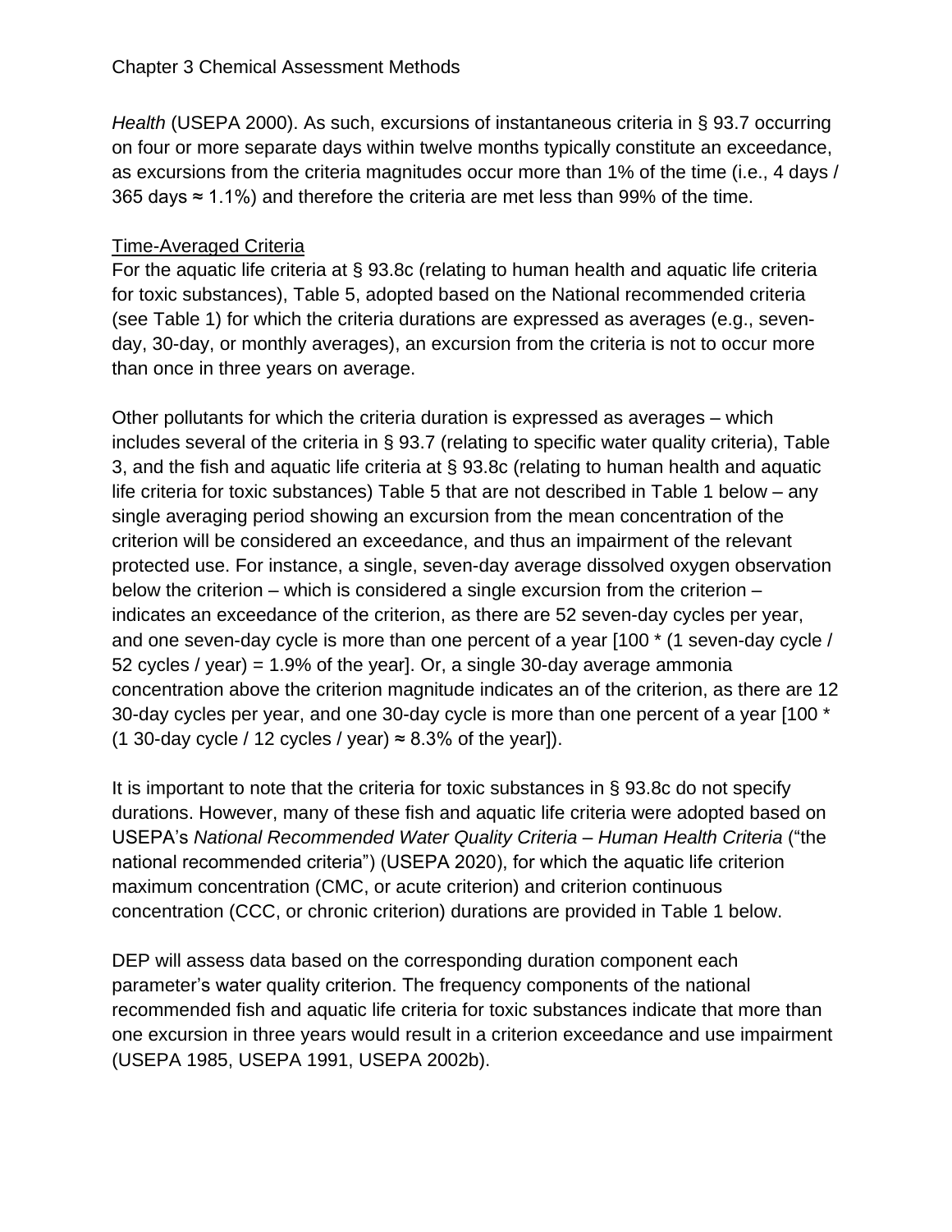*Health* (USEPA 2000). As such, excursions of instantaneous criteria in § 93.7 occurring on four or more separate days within twelve months typically constitute an exceedance, as excursions from the criteria magnitudes occur more than 1% of the time (i.e., 4 days / 365 days ≈ 1.1%) and therefore the criteria are met less than 99% of the time.

<u>Time-Averaged Criteria</u>

For the aquatic life criteria at § 93.8c (relating to human health and aquatic life criteria for toxic substances), Table 5, adopted based on the National recommended criteria (see Table 1) for which the criteria durations are expressed as averages (e.g., seven-day, 30-day, or monthly averages), an excursion from the criteria is not to occur more than once in three years on average.

Other pollutants for which the criteria duration is expressed as averages – which includes several of the criteria in § 93.7 (relating to specific water quality criteria), Table 3, and the fish and aquatic life criteria at § 93.8c (relating to human health and aquatic life criteria for toxic substances) Table 5 that are not described in Table 1 below – any single averaging period showing an excursion from the mean concentration of the criterion will be considered an exceedance, and thus an impairment of the relevant protected use. For instance, a single, seven-day average dissolved oxygen observation below the criterion – which is considered a single excursion from the criterion – indicates an exceedance of the criterion, as there are 52 seven-day cycles per year, and one seven-day cycle is more than one percent of a year [100 * (1 seven-day cycle / 52 cycles / year) = 1.9% of the year]. Or, a single 30-day average ammonia concentration above the criterion magnitude indicates an of the criterion, as there are 12 30-day cycles per year, and one 30-day cycle is more than one percent of a year [100 * (1 30-day cycle / 12 cycles / year) ≈ 8.3% of the year]).

It is important to note that the criteria for toxic substances in § 93.8c do not specify durations. However, many of these fish and aquatic life criteria were adopted based on USEPA's *National Recommended Water Quality Criteria – Human Health Criteria* ("the national recommended criteria") (USEPA 2020), for which the aquatic life criterion maximum concentration (CMC, or acute criterion) and criterion continuous concentration (CCC, or chronic criterion) durations are provided in Table 1 below.

DEP will assess data based on the corresponding duration component each parameter's water quality criterion. The frequency components of the national recommended fish and aquatic life criteria for toxic substances indicate that more than one excursion in three years would result in a criterion exceedance and use impairment (USEPA 1985, USEPA 1991, USEPA 2002b).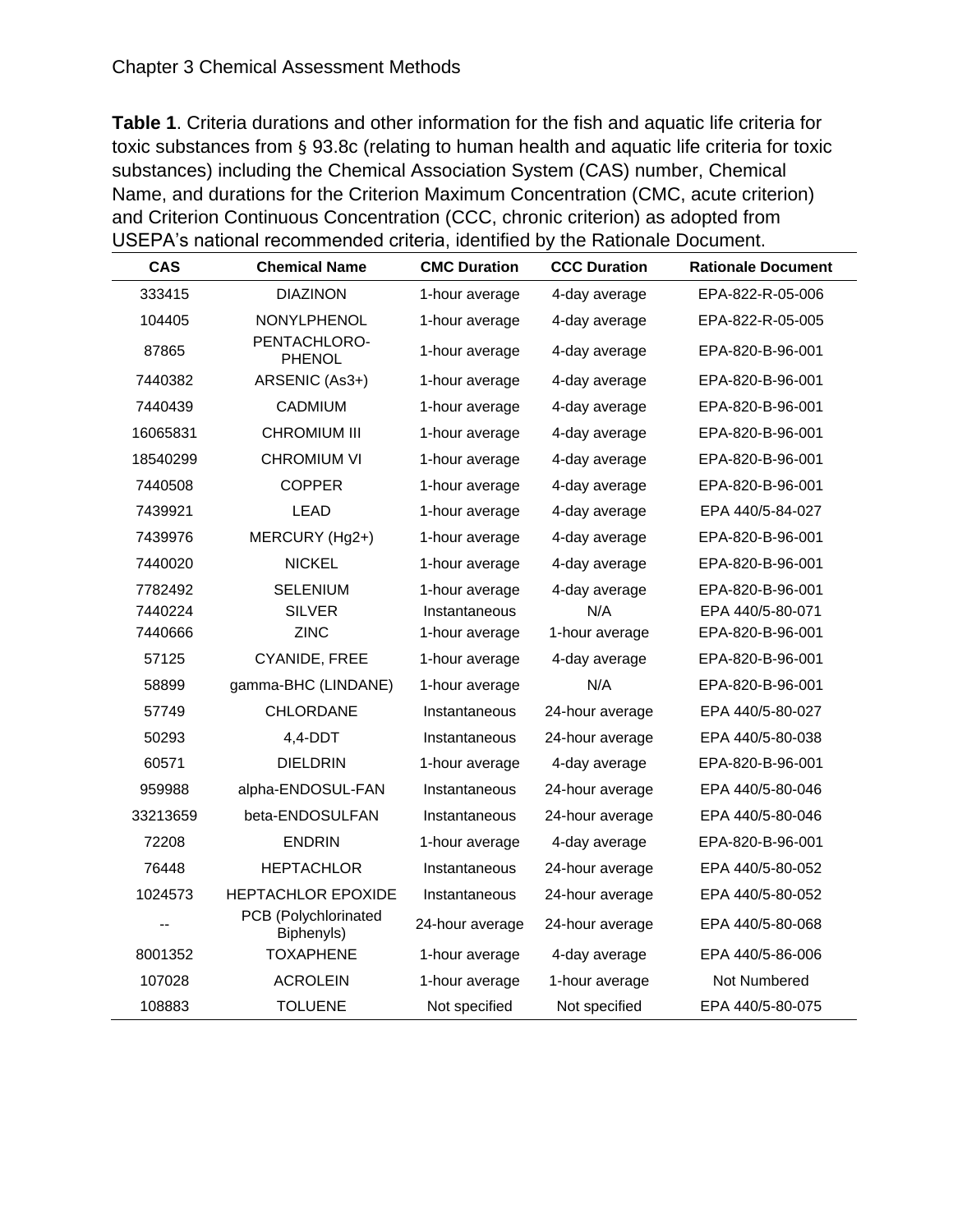**Table 1**. Criteria durations and other information for the fish and aquatic life criteria for toxic substances from § 93.8c (relating to human health and aquatic life criteria for toxic substances) including the Chemical Association System (CAS) number, Chemical Name, and durations for the Criterion Maximum Concentration (CMC, acute criterion) and Criterion Continuous Concentration (CCC, chronic criterion) as adopted from USEPA's national recommended criteria, identified by the Rationale Document.

| CAS | Chemical Name | CMC Duration | CCC Duration | Rationale Document |
|---|---|---|---|---|
| 333415 | DIAZINON | 1-hour average | 4-day average | EPA-822-R-05-006 |
| 104405 | NONYLPHENOL | 1-hour average | 4-day average | EPA-822-R-05-005 |
| 87865 | PENTACHLORO-PHENOL | 1-hour average | 4-day average | EPA-820-B-96-001 |
| 7440382 | ARSENIC (As3+) | 1-hour average | 4-day average | EPA-820-B-96-001 |
| 7440439 | CADMIUM | 1-hour average | 4-day average | EPA-820-B-96-001 |
| 16065831 | CHROMIUM III | 1-hour average | 4-day average | EPA-820-B-96-001 |
| 18540299 | CHROMIUM VI | 1-hour average | 4-day average | EPA-820-B-96-001 |
| 7440508 | COPPER | 1-hour average | 4-day average | EPA-820-B-96-001 |
| 7439921 | LEAD | 1-hour average | 4-day average | EPA 440/5-84-027 |
| 7439976 | MERCURY (Hg2+) | 1-hour average | 4-day average | EPA-820-B-96-001 |
| 7440020 | NICKEL | 1-hour average | 4-day average | EPA-820-B-96-001 |
| 7782492 | SELENIUM | 1-hour average | 4-day average | EPA-820-B-96-001 |
| 7440224 | SILVER | Instantaneous | N/A | EPA 440/5-80-071 |
| 7440666 | ZINC | 1-hour average | 1-hour average | EPA-820-B-96-001 |
| 57125 | CYANIDE, FREE | 1-hour average | 4-day average | EPA-820-B-96-001 |
| 58899 | gamma-BHC (LINDANE) | 1-hour average | N/A | EPA-820-B-96-001 |
| 57749 | CHLORDANE | Instantaneous | 24-hour average | EPA 440/5-80-027 |
| 50293 | 4,4-DDT | Instantaneous | 24-hour average | EPA 440/5-80-038 |
| 60571 | DIELDRIN | 1-hour average | 4-day average | EPA-820-B-96-001 |
| 959988 | alpha-ENDOSUL-FAN | Instantaneous | 24-hour average | EPA 440/5-80-046 |
| 33213659 | beta-ENDOSULFAN | Instantaneous | 24-hour average | EPA 440/5-80-046 |
| 72208 | ENDRIN | 1-hour average | 4-day average | EPA-820-B-96-001 |
| 76448 | HEPTACHLOR | Instantaneous | 24-hour average | EPA 440/5-80-052 |
| 1024573 | HEPTACHLOR EPOXIDE | Instantaneous | 24-hour average | EPA 440/5-80-052 |
| -- | PCB (Polychlorinated Biphenyls) | 24-hour average | 24-hour average | EPA 440/5-80-068 |
| 8001352 | TOXAPHENE | 1-hour average | 4-day average | EPA 440/5-86-006 |
| 107028 | ACROLEIN | 1-hour average | 1-hour average | Not Numbered |
| 108883 | TOLUENE | Not specified | Not specified | EPA 440/5-80-075 |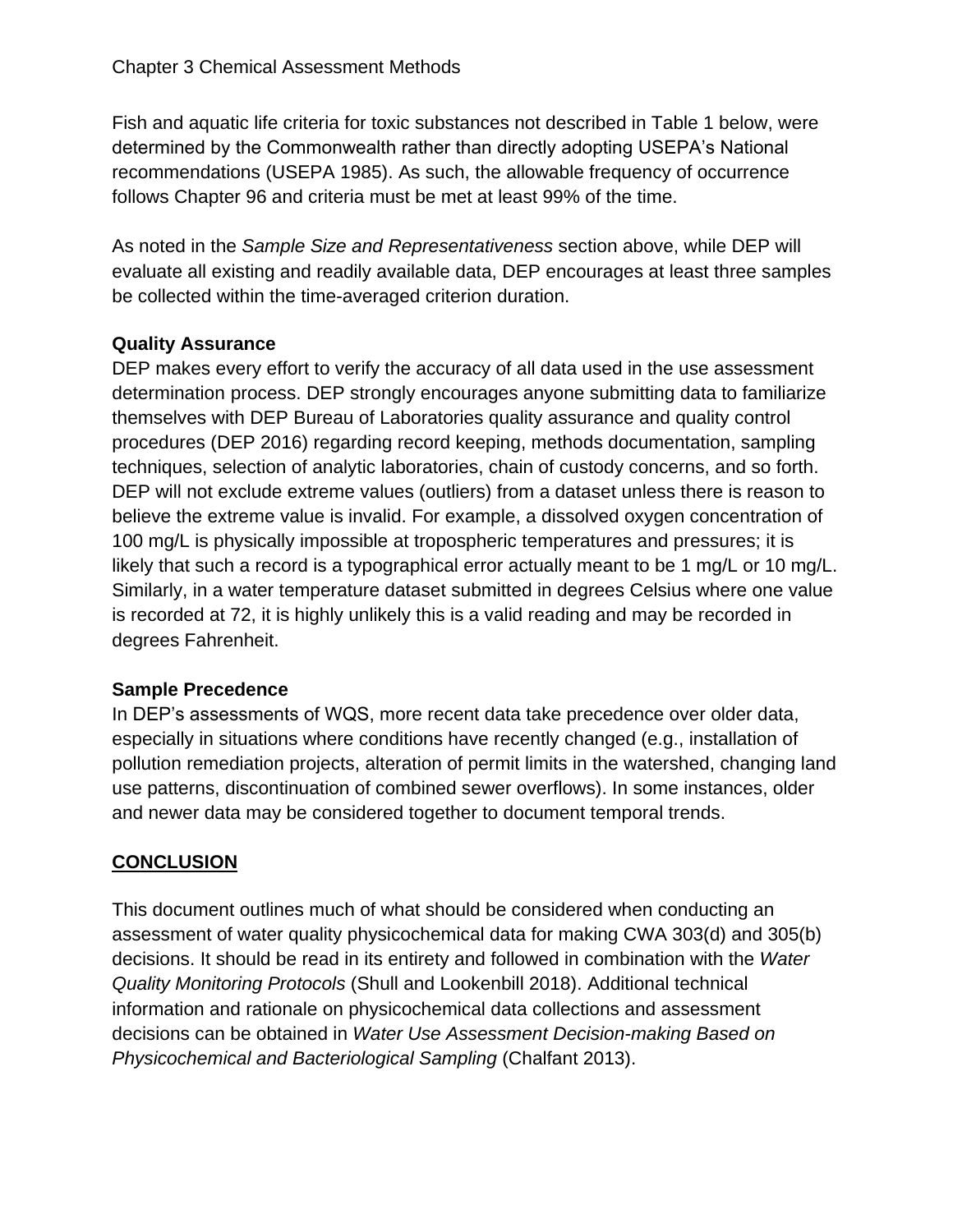Fish and aquatic life criteria for toxic substances not described in Table 1 below, were determined by the Commonwealth rather than directly adopting USEPA's National recommendations (USEPA 1985). As such, the allowable frequency of occurrence follows Chapter 96 and criteria must be met at least 99% of the time.

As noted in the *Sample Size and Representativeness* section above, while DEP will evaluate all existing and readily available data, DEP encourages at least three samples be collected within the time-averaged criterion duration.

**Quality Assurance**

DEP makes every effort to verify the accuracy of all data used in the use assessment determination process. DEP strongly encourages anyone submitting data to familiarize themselves with DEP Bureau of Laboratories quality assurance and quality control procedures (DEP 2016) regarding record keeping, methods documentation, sampling techniques, selection of analytic laboratories, chain of custody concerns, and so forth. DEP will not exclude extreme values (outliers) from a dataset unless there is reason to believe the extreme value is invalid. For example, a dissolved oxygen concentration of 100 mg/L is physically impossible at tropospheric temperatures and pressures; it is likely that such a record is a typographical error actually meant to be 1 mg/L or 10 mg/L. Similarly, in a water temperature dataset submitted in degrees Celsius where one value is recorded at 72, it is highly unlikely this is a valid reading and may be recorded in degrees Fahrenheit.

**Sample Precedence**

In DEP's assessments of WQS, more recent data take precedence over older data, especially in situations where conditions have recently changed (e.g., installation of pollution remediation projects, alteration of permit limits in the watershed, changing land use patterns, discontinuation of combined sewer overflows). In some instances, older and newer data may be considered together to document temporal trends.

## CONCLUSION

This document outlines much of what should be considered when conducting an assessment of water quality physicochemical data for making CWA 303(d) and 305(b) decisions. It should be read in its entirety and followed in combination with the *Water Quality Monitoring Protocols* (Shull and Lookenbill 2018). Additional technical information and rationale on physicochemical data collections and assessment decisions can be obtained in *Water Use Assessment Decision-making Based on Physicochemical and Bacteriological Sampling* (Chalfant 2013).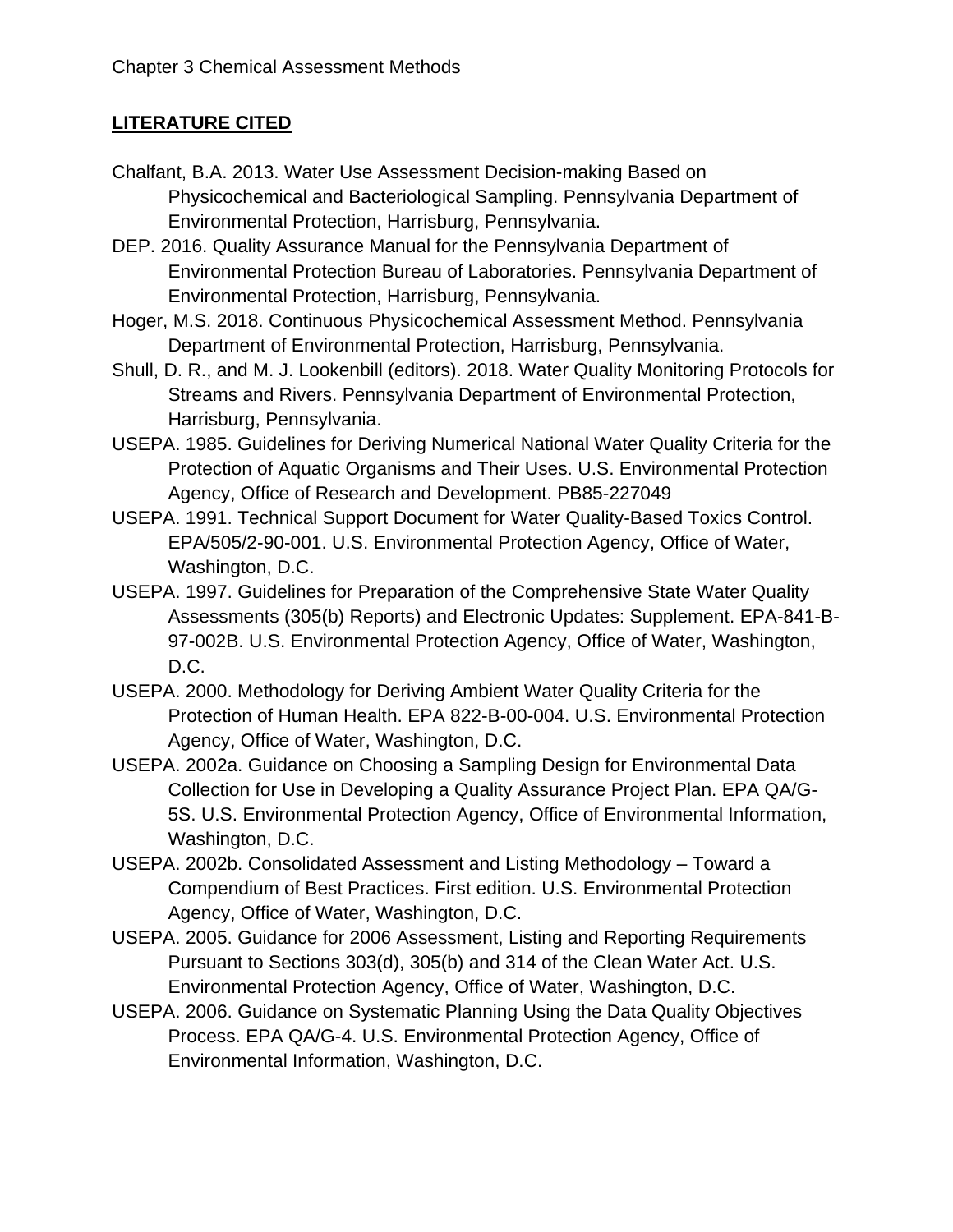## LITERATURE CITED

Chalfant, B.A. 2013. Water Use Assessment Decision-making Based on Physicochemical and Bacteriological Sampling. Pennsylvania Department of Environmental Protection, Harrisburg, Pennsylvania.

DEP. 2016. Quality Assurance Manual for the Pennsylvania Department of Environmental Protection Bureau of Laboratories. Pennsylvania Department of Environmental Protection, Harrisburg, Pennsylvania.

Hoger, M.S. 2018. Continuous Physicochemical Assessment Method. Pennsylvania Department of Environmental Protection, Harrisburg, Pennsylvania.

Shull, D. R., and M. J. Lookenbill (editors). 2018. Water Quality Monitoring Protocols for Streams and Rivers. Pennsylvania Department of Environmental Protection, Harrisburg, Pennsylvania.

USEPA. 1985. Guidelines for Deriving Numerical National Water Quality Criteria for the Protection of Aquatic Organisms and Their Uses. U.S. Environmental Protection Agency, Office of Research and Development. PB85-227049

USEPA. 1991. Technical Support Document for Water Quality-Based Toxics Control. EPA/505/2-90-001. U.S. Environmental Protection Agency, Office of Water, Washington, D.C.

USEPA. 1997. Guidelines for Preparation of the Comprehensive State Water Quality Assessments (305(b) Reports) and Electronic Updates: Supplement. EPA-841-B-97-002B. U.S. Environmental Protection Agency, Office of Water, Washington, D.C.

USEPA. 2000. Methodology for Deriving Ambient Water Quality Criteria for the Protection of Human Health. EPA 822-B-00-004. U.S. Environmental Protection Agency, Office of Water, Washington, D.C.

USEPA. 2002a. Guidance on Choosing a Sampling Design for Environmental Data Collection for Use in Developing a Quality Assurance Project Plan. EPA QA/G-5S. U.S. Environmental Protection Agency, Office of Environmental Information, Washington, D.C.

USEPA. 2002b. Consolidated Assessment and Listing Methodology – Toward a Compendium of Best Practices. First edition. U.S. Environmental Protection Agency, Office of Water, Washington, D.C.

USEPA. 2005. Guidance for 2006 Assessment, Listing and Reporting Requirements Pursuant to Sections 303(d), 305(b) and 314 of the Clean Water Act. U.S. Environmental Protection Agency, Office of Water, Washington, D.C.

USEPA. 2006. Guidance on Systematic Planning Using the Data Quality Objectives Process. EPA QA/G-4. U.S. Environmental Protection Agency, Office of Environmental Information, Washington, D.C.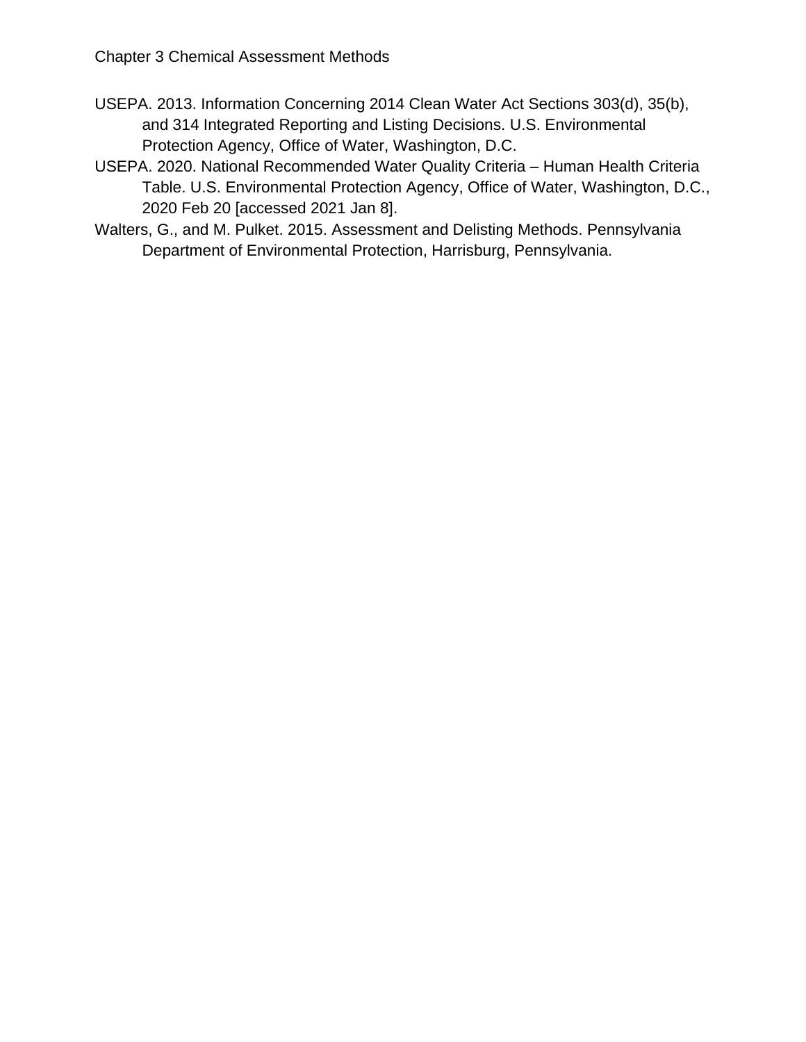USEPA. 2013. Information Concerning 2014 Clean Water Act Sections 303(d), 35(b), and 314 Integrated Reporting and Listing Decisions. U.S. Environmental Protection Agency, Office of Water, Washington, D.C.

USEPA. 2020. National Recommended Water Quality Criteria – Human Health Criteria Table. U.S. Environmental Protection Agency, Office of Water, Washington, D.C., 2020 Feb 20 [accessed 2021 Jan 8].

Walters, G., and M. Pulket. 2015. Assessment and Delisting Methods. Pennsylvania Department of Environmental Protection, Harrisburg, Pennsylvania.